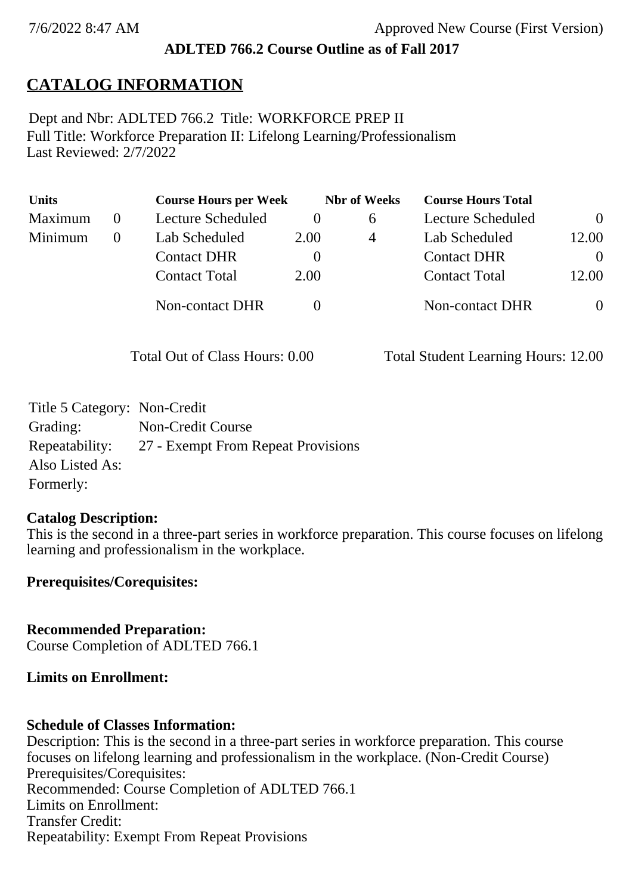**ADLTED 766.2 Course Outline as of Fall 2017**

# CATALOG INFORMATION

Dept and Nbr: ADLTED 766.2 Title: WORKFORCE PREP II
Full Title: Workforce Preparation II: Lifelong Learning/Professionalism
Last Reviewed: 2/7/2022

| Units | | Course Hours per Week | | Nbr of Weeks | Course Hours Total | |
|---|---|---|---|---|---|---|
| Maximum | 0 | Lecture Scheduled | 0 | 6 | Lecture Scheduled | 0 |
| Minimum | 0 | Lab Scheduled | 2.00 | 4 | Lab Scheduled | 12.00 |
| | | Contact DHR | 0 | | Contact DHR | 0 |
| | | Contact Total | 2.00 | | Contact Total | 12.00 |
| | | Non-contact DHR | 0 | | Non-contact DHR | 0 |

Total Out of Class Hours: 0.00 Total Student Learning Hours: 12.00

Title 5 Category: Non-Credit
Grading: Non-Credit Course
Repeatability: 27 - Exempt From Repeat Provisions
Also Listed As:
Formerly:

**Catalog Description:**
This is the second in a three-part series in workforce preparation. This course focuses on lifelong learning and professionalism in the workplace.

**Prerequisites/Corequisites:**

**Recommended Preparation:**
Course Completion of ADLTED 766.1

**Limits on Enrollment:**

**Schedule of Classes Information:**
Description: This is the second in a three-part series in workforce preparation. This course focuses on lifelong learning and professionalism in the workplace. (Non-Credit Course)
Prerequisites/Corequisites:
Recommended: Course Completion of ADLTED 766.1
Limits on Enrollment:
Transfer Credit:
Repeatability: Exempt From Repeat Provisions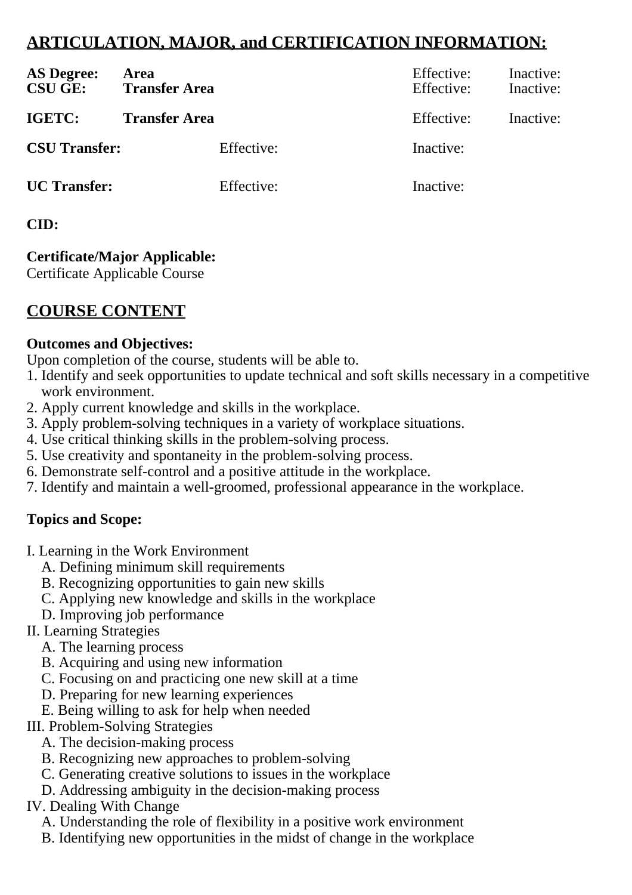## ARTICULATION, MAJOR, and CERTIFICATION INFORMATION:

| | | | |
|---|---|---|---|
| **AS Degree:** | **Area** | Effective: | Inactive: |
| **CSU GE:** | **Transfer Area** | Effective: | Inactive: |
| **IGETC:** | **Transfer Area** | Effective: | Inactive: |
| **CSU Transfer:** | Effective: | Inactive: | |
| **UC Transfer:** | Effective: | Inactive: | |

**CID:**

**Certificate/Major Applicable:**
Certificate Applicable Course

## COURSE CONTENT

**Outcomes and Objectives:**
Upon completion of the course, students will be able to.

1. Identify and seek opportunities to update technical and soft skills necessary in a competitive work environment.
2. Apply current knowledge and skills in the workplace.
3. Apply problem-solving techniques in a variety of workplace situations.
4. Use critical thinking skills in the problem-solving process.
5. Use creativity and spontaneity in the problem-solving process.
6. Demonstrate self-control and a positive attitude in the workplace.
7. Identify and maintain a well-groomed, professional appearance in the workplace.

**Topics and Scope:**

I. Learning in the Work Environment
   A. Defining minimum skill requirements
   B. Recognizing opportunities to gain new skills
   C. Applying new knowledge and skills in the workplace
   D. Improving job performance
II. Learning Strategies
   A. The learning process
   B. Acquiring and using new information
   C. Focusing on and practicing one new skill at a time
   D. Preparing for new learning experiences
   E. Being willing to ask for help when needed
III. Problem-Solving Strategies
   A. The decision-making process
   B. Recognizing new approaches to problem-solving
   C. Generating creative solutions to issues in the workplace
   D. Addressing ambiguity in the decision-making process
IV. Dealing With Change
   A. Understanding the role of flexibility in a positive work environment
   B. Identifying new opportunities in the midst of change in the workplace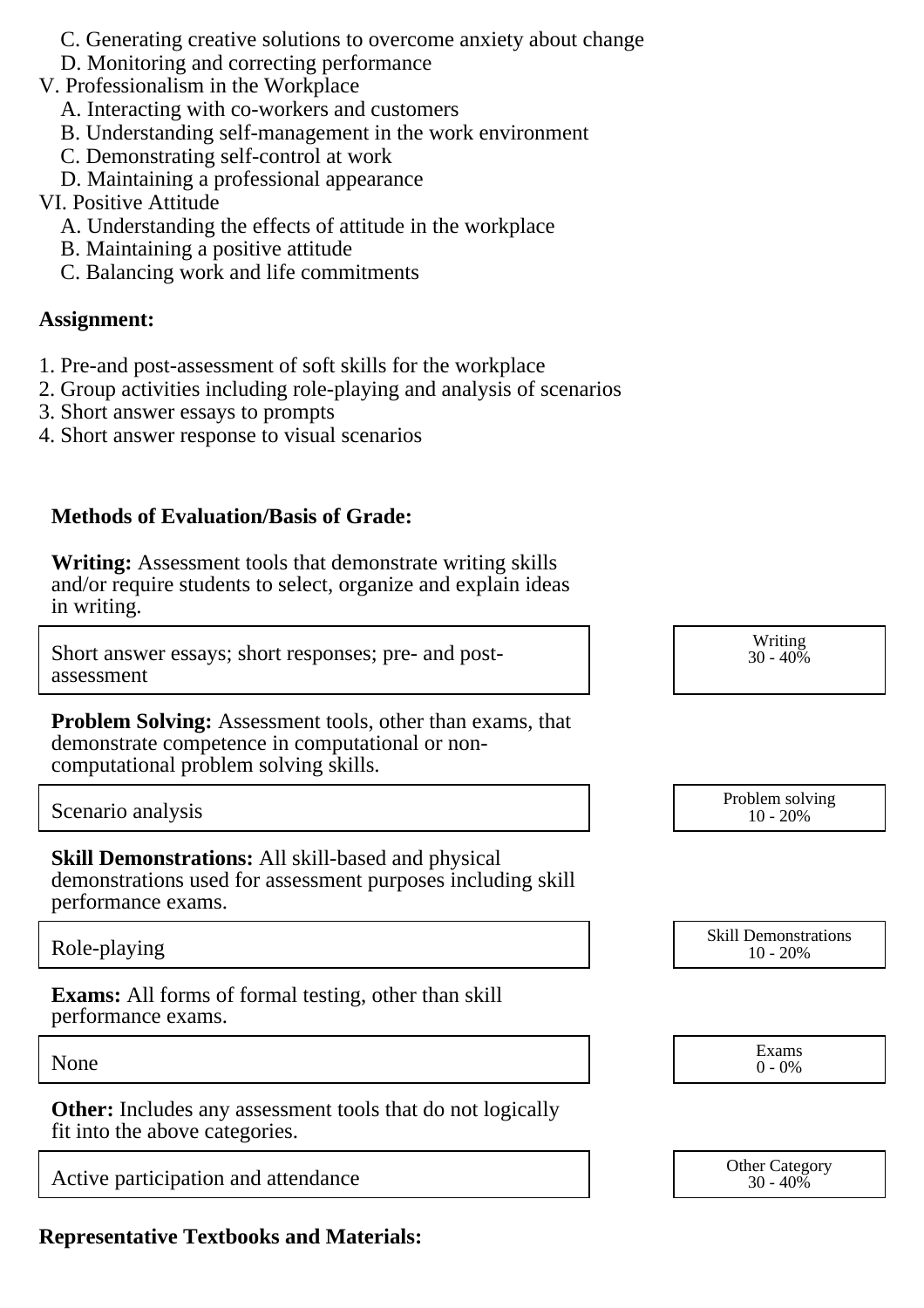C. Generating creative solutions to overcome anxiety about change
   D. Monitoring and correcting performance

V. Professionalism in the Workplace
   A. Interacting with co-workers and customers
   B. Understanding self-management in the work environment
   C. Demonstrating self-control at work
   D. Maintaining a professional appearance

VI. Positive Attitude
   A. Understanding the effects of attitude in the workplace
   B. Maintaining a positive attitude
   C. Balancing work and life commitments

**Assignment:**

1. Pre-and post-assessment of soft skills for the workplace
2. Group activities including role-playing and analysis of scenarios
3. Short answer essays to prompts
4. Short answer response to visual scenarios

**Methods of Evaluation/Basis of Grade:**

**Writing:** Assessment tools that demonstrate writing skills and/or require students to select, organize and explain ideas in writing.

| Short answer essays; short responses; pre- and post-assessment | Writing 30 - 40% |
|---|---|

**Problem Solving:** Assessment tools, other than exams, that demonstrate competence in computational or non-computational problem solving skills.

| Scenario analysis | Problem solving 10 - 20% |
|---|---|

**Skill Demonstrations:** All skill-based and physical demonstrations used for assessment purposes including skill performance exams.

| Role-playing | Skill Demonstrations 10 - 20% |
|---|---|

**Exams:** All forms of formal testing, other than skill performance exams.

| None | Exams 0 - 0% |
|---|---|

**Other:** Includes any assessment tools that do not logically fit into the above categories.

| Active participation and attendance | Other Category 30 - 40% |
|---|---|

**Representative Textbooks and Materials:**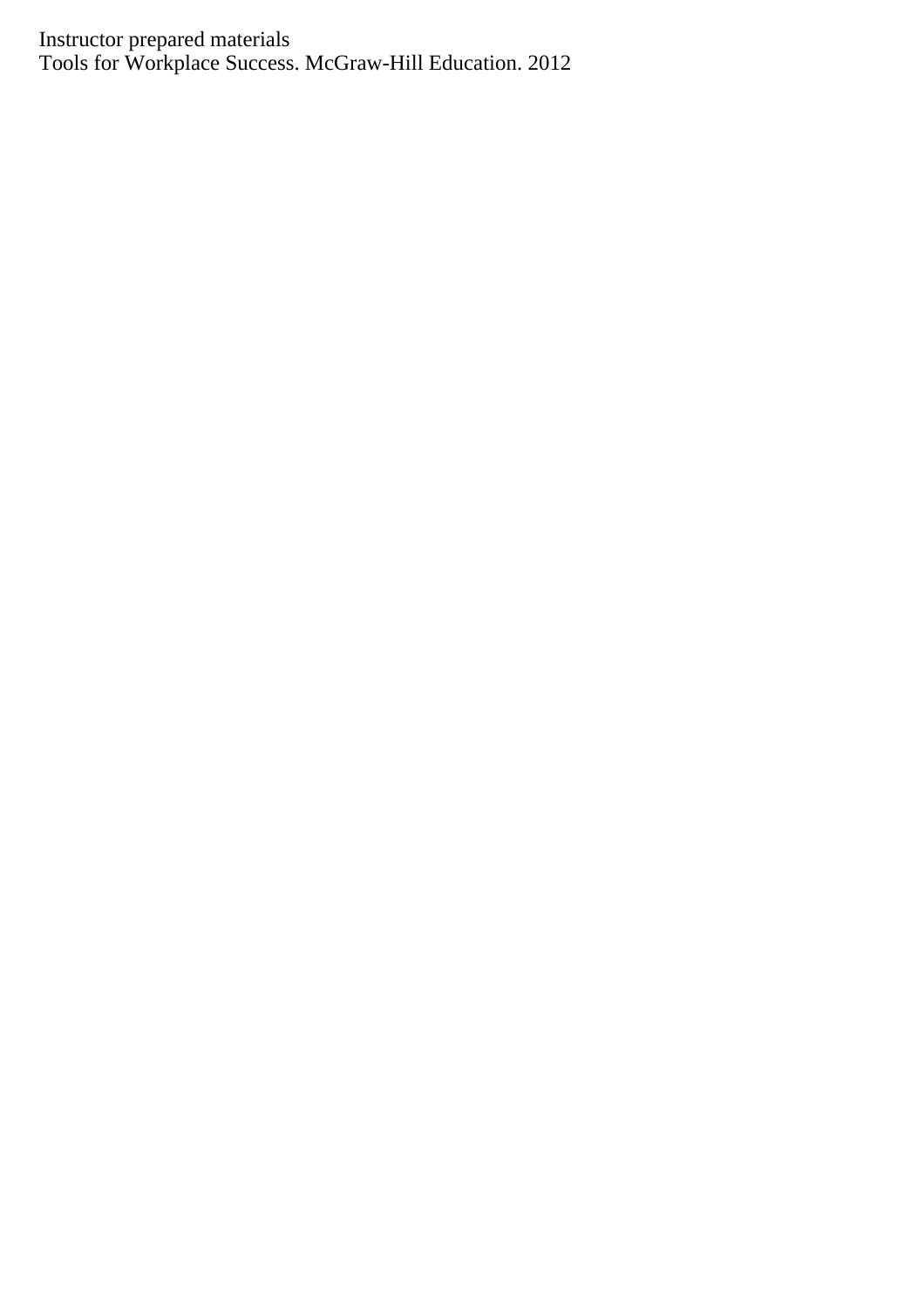Instructor prepared materials
Tools for Workplace Success. McGraw-Hill Education. 2012